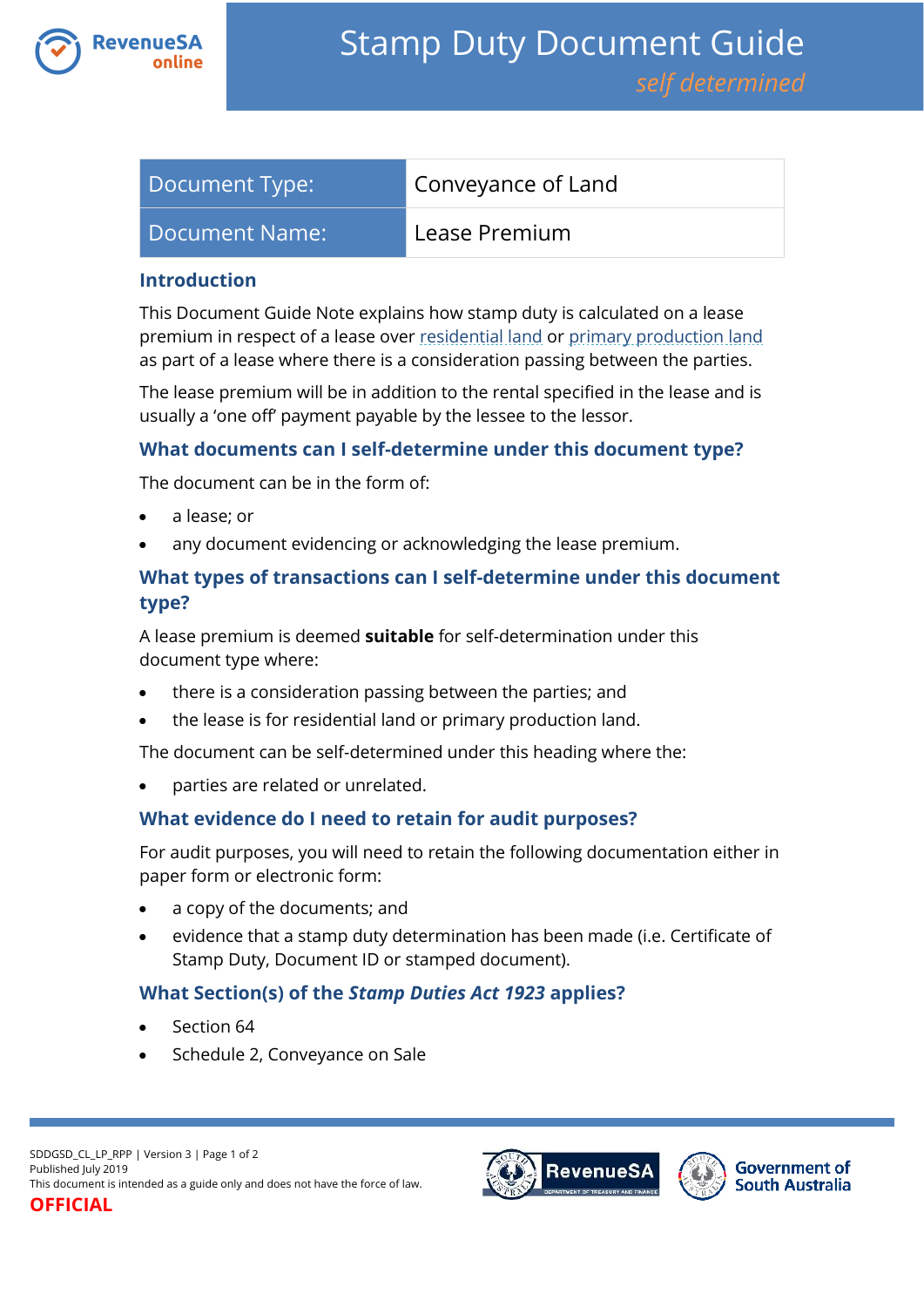# Stamp Duty Document Guide

*self determined*

| Document Type: | Conveyance of Land |
| --- | --- |
| Document Name: | Lease Premium |

## Introduction

This Document Guide Note explains how stamp duty is calculated on a lease premium in respect of a lease over residential land or primary production land as part of a lease where there is a consideration passing between the parties.

The lease premium will be in addition to the rental specified in the lease and is usually a 'one off' payment payable by the lessee to the lessor.

## What documents can I self-determine under this document type?

The document can be in the form of:

- a lease; or
- any document evidencing or acknowledging the lease premium.

## What types of transactions can I self-determine under this document type?

A lease premium is deemed **suitable** for self-determination under this document type where:

- there is a consideration passing between the parties; and
- the lease is for residential land or primary production land.

The document can be self-determined under this heading where the:

- parties are related or unrelated.

## What evidence do I need to retain for audit purposes?

For audit purposes, you will need to retain the following documentation either in paper form or electronic form:

- a copy of the documents; and
- evidence that a stamp duty determination has been made (i.e. Certificate of Stamp Duty, Document ID or stamped document).

## What Section(s) of the *Stamp Duties Act 1923* applies?

- Section 64
- Schedule 2, Conveyance on Sale

SDDGSD_CL_LP_RPP | Version 3
Published July 2019
This document is intended as a guide only and does not have the force of law.
**OFFICIAL**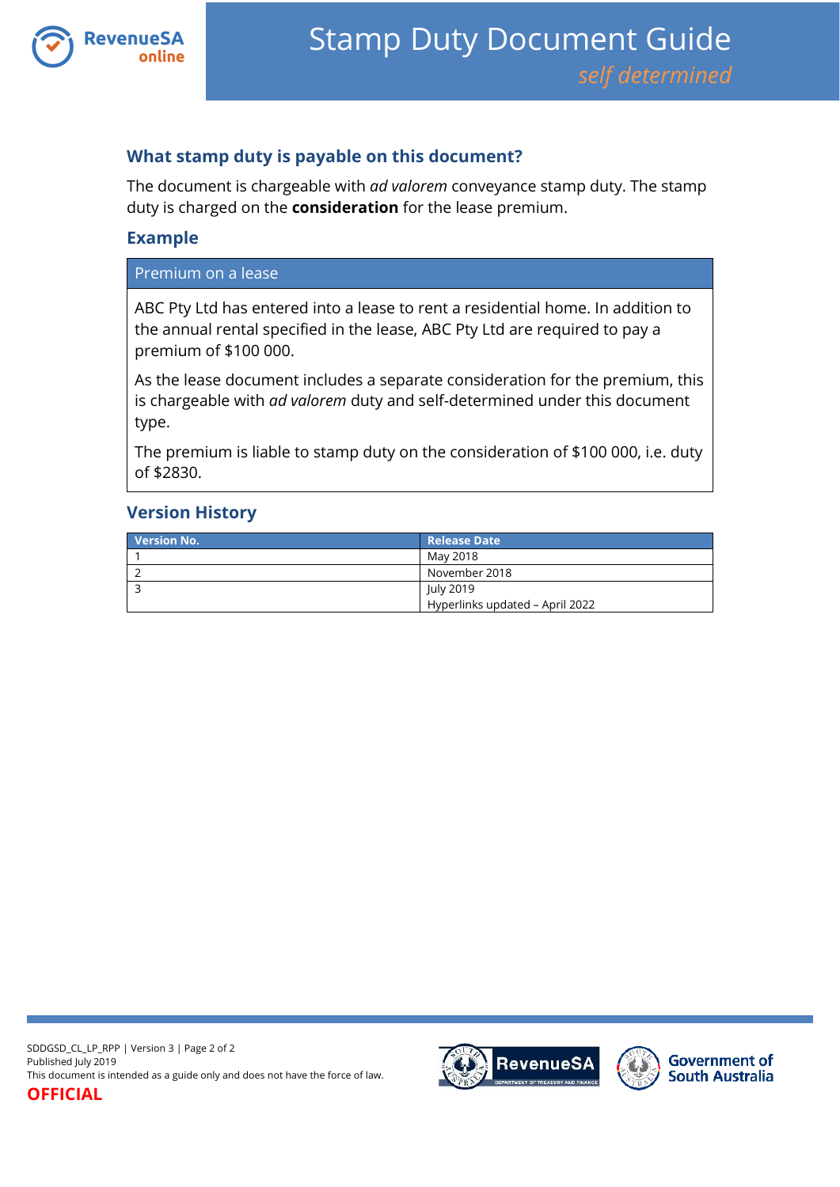## What stamp duty is payable on this document?

The document is chargeable with *ad valorem* conveyance stamp duty. The stamp duty is charged on the **consideration** for the lease premium.

## Example

| Premium on a lease |
|---|
| ABC Pty Ltd has entered into a lease to rent a residential home. In addition to the annual rental specified in the lease, ABC Pty Ltd are required to pay a premium of $100 000.<br><br>As the lease document includes a separate consideration for the premium, this is chargeable with *ad valorem* duty and self-determined under this document type.<br><br>The premium is liable to stamp duty on the consideration of $100 000, i.e. duty of $2830. |

## Version History

| Version No. | Release Date |
|---|---|
| 1 | May 2018 |
| 2 | November 2018 |
| 3 | July 2019<br>Hyperlinks updated – April 2022 |

SDDGSD_CL_LP_RPP | Version 3
Published July 2019
This document is intended as a guide only and does not have the force of law.
OFFICIAL